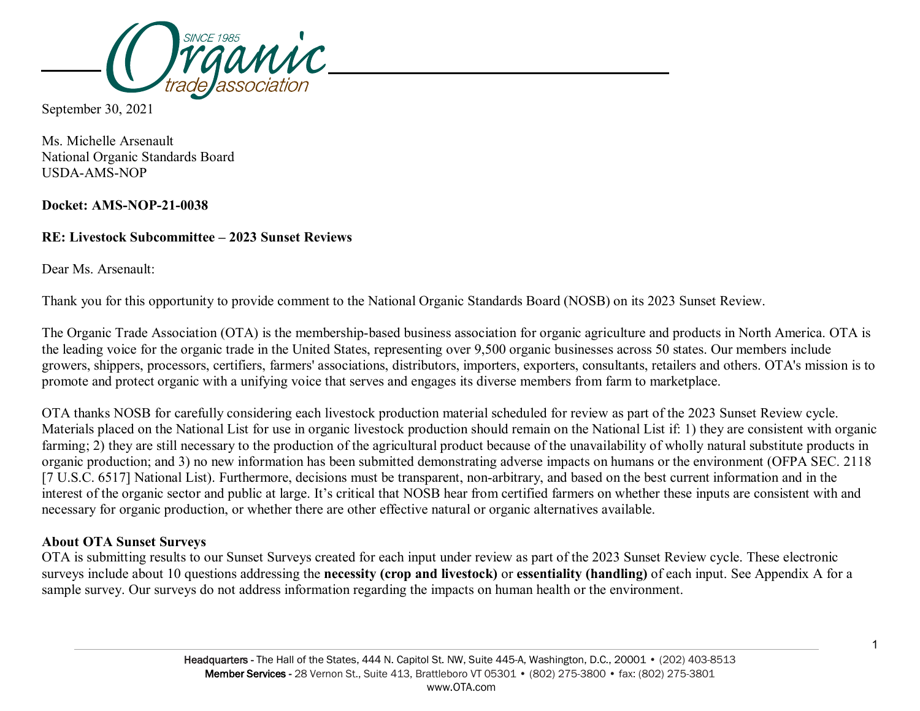September 30, 2021

Ms. Michelle Arsenault
National Organic Standards Board
USDA-AMS-NOP

**Docket: AMS-NOP-21-0038**

**RE: Livestock Subcommittee – 2023 Sunset Reviews**

Dear Ms. Arsenault:

Thank you for this opportunity to provide comment to the National Organic Standards Board (NOSB) on its 2023 Sunset Review.

The Organic Trade Association (OTA) is the membership-based business association for organic agriculture and products in North America. OTA is the leading voice for the organic trade in the United States, representing over 9,500 organic businesses across 50 states. Our members include growers, shippers, processors, certifiers, farmers' associations, distributors, importers, exporters, consultants, retailers and others. OTA's mission is to promote and protect organic with a unifying voice that serves and engages its diverse members from farm to marketplace.

OTA thanks NOSB for carefully considering each livestock production material scheduled for review as part of the 2023 Sunset Review cycle. Materials placed on the National List for use in organic livestock production should remain on the National List if: 1) they are consistent with organic farming; 2) they are still necessary to the production of the agricultural product because of the unavailability of wholly natural substitute products in organic production; and 3) no new information has been submitted demonstrating adverse impacts on humans or the environment (OFPA SEC. 2118 [7 U.S.C. 6517] National List). Furthermore, decisions must be transparent, non-arbitrary, and based on the best current information and in the interest of the organic sector and public at large. It's critical that NOSB hear from certified farmers on whether these inputs are consistent with and necessary for organic production, or whether there are other effective natural or organic alternatives available.

**About OTA Sunset Surveys**

OTA is submitting results to our Sunset Surveys created for each input under review as part of the 2023 Sunset Review cycle. These electronic surveys include about 10 questions addressing the **necessity (crop and livestock)** or **essentiality (handling)** of each input. See Appendix A for a sample survey. Our surveys do not address information regarding the impacts on human health or the environment.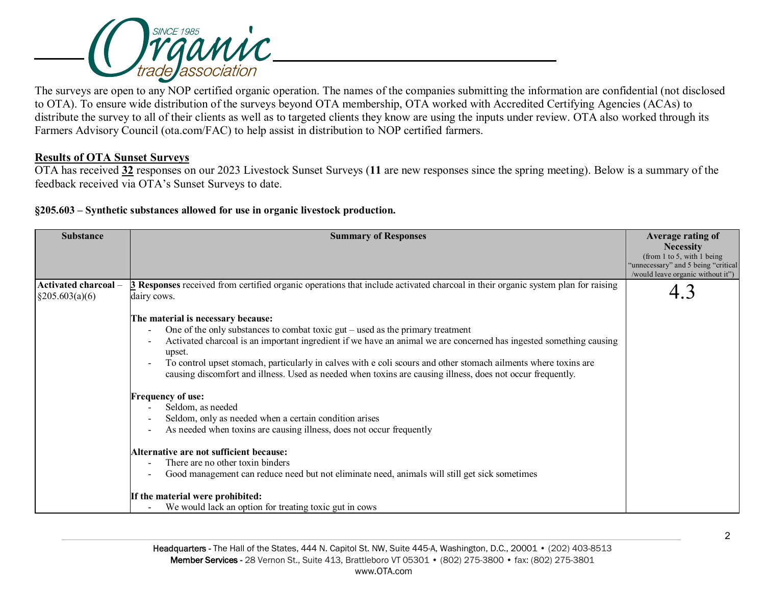The surveys are open to any NOP certified organic operation. The names of the companies submitting the information are confidential (not disclosed to OTA). To ensure wide distribution of the surveys beyond OTA membership, OTA worked with Accredited Certifying Agencies (ACAs) to distribute the survey to all of their clients as well as to targeted clients they know are using the inputs under review. OTA also worked through its Farmers Advisory Council (ota.com/FAC) to help assist in distribution to NOP certified farmers.

## Results of OTA Sunset Surveys

OTA has received **32** responses on our 2023 Livestock Sunset Surveys (**11** are new responses since the spring meeting). Below is a summary of the feedback received via OTA's Sunset Surveys to date.

### §205.603 – Synthetic substances allowed for use in organic livestock production.

| Substance | Summary of Responses | Average rating of Necessity (from 1 to 5, with 1 being "unnecessary" and 5 being "critical /would leave organic without it") |
|---|---|---|
| **Activated charcoal** – §205.603(a)(6) | **3 Responses** received from certified organic operations that include activated charcoal in their organic system plan for raising dairy cows.<br><br>**The material is necessary because:**<br>- One of the only substances to combat toxic gut – used as the primary treatment<br>- Activated charcoal is an important ingredient if we have an animal we are concerned has ingested something causing upset.<br>- To control upset stomach, particularly in calves with e coli scours and other stomach ailments where toxins are causing discomfort and illness. Used as needed when toxins are causing illness, does not occur frequently.<br><br>**Frequency of use:**<br>- Seldom, as needed<br>- Seldom, only as needed when a certain condition arises<br>- As needed when toxins are causing illness, does not occur frequently<br><br>**Alternative are not sufficient because:**<br>- There are no other toxin binders<br>- Good management can reduce need but not eliminate need, animals will still get sick sometimes<br><br>**If the material were prohibited:**<br>- We would lack an option for treating toxic gut in cows | 4.3 |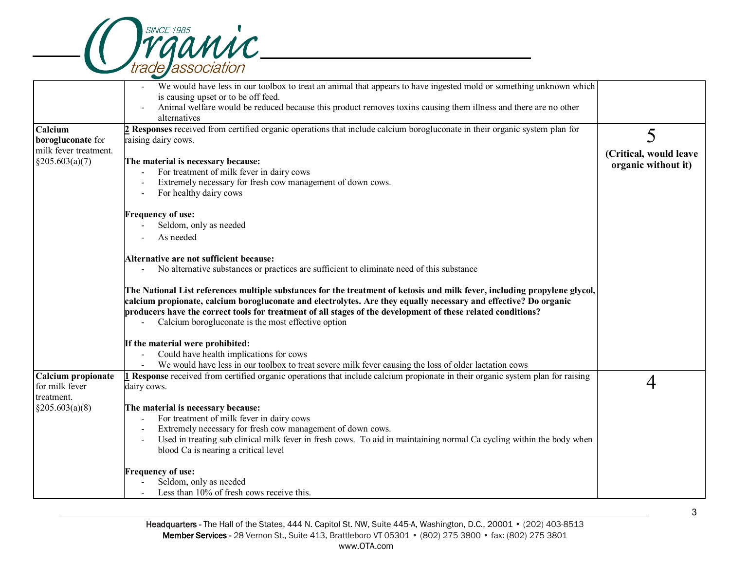| | | |
|---|---|---|
| | - We would have less in our toolbox to treat an animal that appears to have ingested mold or something unknown which is causing upset or to be off feed.<br>- Animal welfare would be reduced because this product removes toxins causing them illness and there are no other alternatives | |
| **Calcium borogluconate** for milk fever treatment. §205.603(a)(7) | **2 Responses** received from certified organic operations that include calcium borogluconate in their organic system plan for raising dairy cows.<br><br>**The material is necessary because:**<br>- For treatment of milk fever in dairy cows<br>- Extremely necessary for fresh cow management of down cows.<br>- For healthy dairy cows<br><br>**Frequency of use:**<br>- Seldom, only as needed<br>- As needed<br><br>**Alternative are not sufficient because:**<br>- No alternative substances or practices are sufficient to eliminate need of this substance<br><br>**The National List references multiple substances for the treatment of ketosis and milk fever, including propylene glycol, calcium propionate, calcium borogluconate and electrolytes. Are they equally necessary and effective? Do organic producers have the correct tools for treatment of all stages of the development of these related conditions?**<br>- Calcium borogluconate is the most effective option<br><br>**If the material were prohibited:**<br>- Could have health implications for cows<br>- We would have less in our toolbox to treat severe milk fever causing the loss of older lactation cows | 5<br>**(Critical, would leave organic without it)** |
| **Calcium propionate** for milk fever treatment. §205.603(a)(8) | **1 Response** received from certified organic operations that include calcium propionate in their organic system plan for raising dairy cows.<br><br>**The material is necessary because:**<br>- For treatment of milk fever in dairy cows<br>- Extremely necessary for fresh cow management of down cows.<br>- Used in treating sub clinical milk fever in fresh cows. To aid in maintaining normal Ca cycling within the body when blood Ca is nearing a critical level<br><br>**Frequency of use:**<br>- Seldom, only as needed<br>- Less than 10% of fresh cows receive this. | 4 |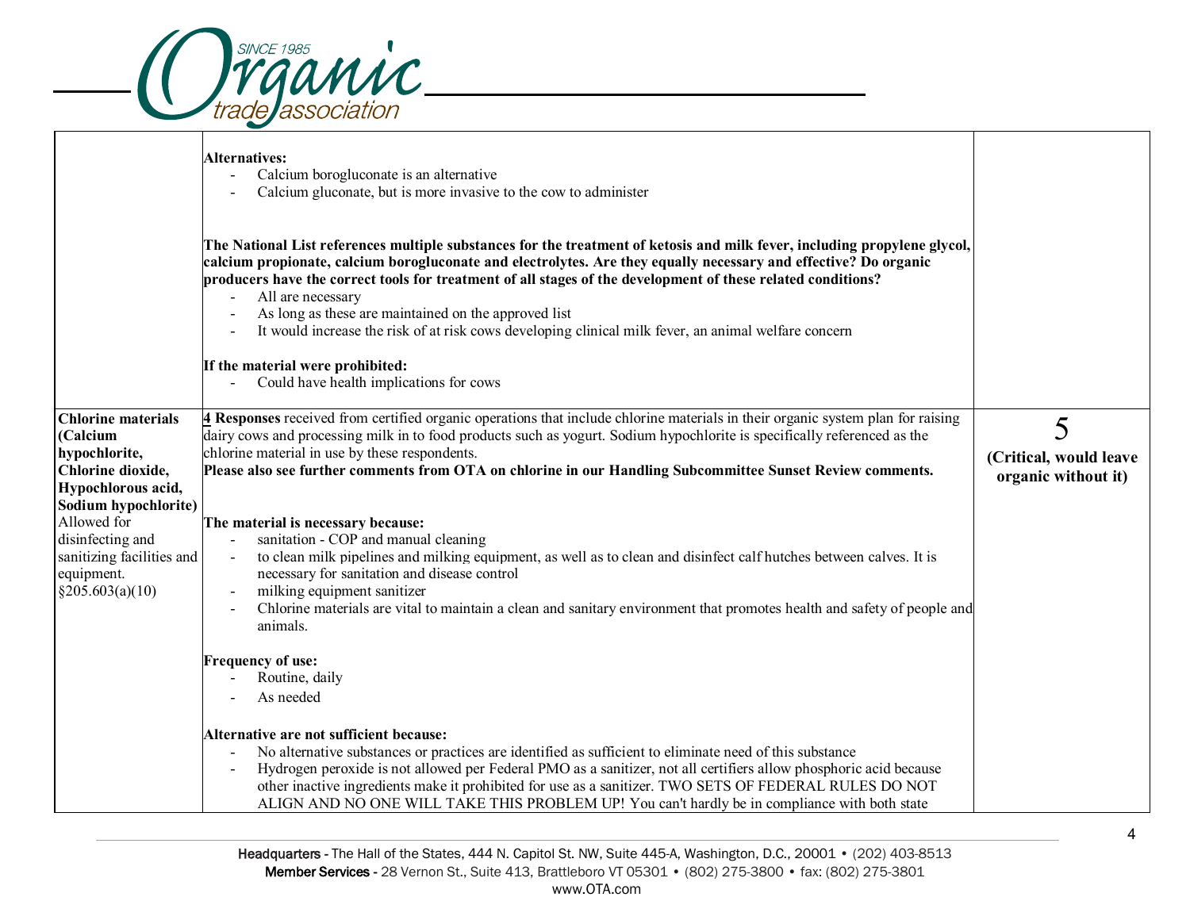| | | |
|---|---|---|
| | **Alternatives:**<br>- Calcium borogluconate is an alternative<br>- Calcium gluconate, but is more invasive to the cow to administer<br><br>**The National List references multiple substances for the treatment of ketosis and milk fever, including propylene glycol, calcium propionate, calcium borogluconate and electrolytes. Are they equally necessary and effective? Do organic producers have the correct tools for treatment of all stages of the development of these related conditions?**<br>- All are necessary<br>- As long as these are maintained on the approved list<br>- It would increase the risk of at risk cows developing clinical milk fever, an animal welfare concern<br><br>**If the material were prohibited:**<br>- Could have health implications for cows | |
| **Chlorine materials (Calcium hypochlorite, Chlorine dioxide, Hypochlorous acid, Sodium hypochlorite)** Allowed for disinfecting and sanitizing facilities and equipment. §205.603(a)(10) | **4 Responses** received from certified organic operations that include chlorine materials in their organic system plan for raising dairy cows and processing milk in to food products such as yogurt. Sodium hypochlorite is specifically referenced as the chlorine material in use by these respondents.<br>**Please also see further comments from OTA on chlorine in our Handling Subcommittee Sunset Review comments.**<br><br>**The material is necessary because:**<br>- sanitation - COP and manual cleaning<br>- to clean milk pipelines and milking equipment, as well as to clean and disinfect calf hutches between calves. It is necessary for sanitation and disease control<br>- milking equipment sanitizer<br>- Chlorine materials are vital to maintain a clean and sanitary environment that promotes health and safety of people and animals.<br><br>**Frequency of use:**<br>- Routine, daily<br>- As needed<br><br>**Alternative are not sufficient because:**<br>- No alternative substances or practices are identified as sufficient to eliminate need of this substance<br>- Hydrogen peroxide is not allowed per Federal PMO as a sanitizer, not all certifiers allow phosphoric acid because other inactive ingredients make it prohibited for use as a sanitizer. TWO SETS OF FEDERAL RULES DO NOT ALIGN AND NO ONE WILL TAKE THIS PROBLEM UP! You can't hardly be in compliance with both state | 5<br>**(Critical, would leave organic without it)** |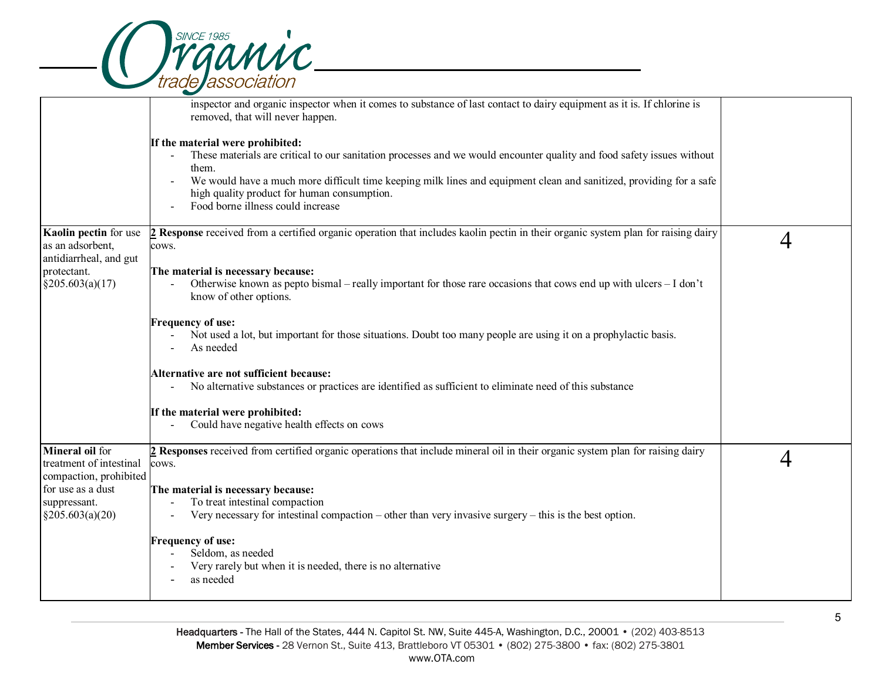| | | |
|---|---|---|
| | inspector and organic inspector when it comes to substance of last contact to dairy equipment as it is. If chlorine is removed, that will never happen.<br><br>**If the material were prohibited:**<br>- These materials are critical to our sanitation processes and we would encounter quality and food safety issues without them.<br>- We would have a much more difficult time keeping milk lines and equipment clean and sanitized, providing for a safe high quality product for human consumption.<br>- Food borne illness could increase | |
| **Kaolin pectin** for use as an adsorbent, antidiarrheal, and gut protectant. §205.603(a)(17) | **2 Response** received from a certified organic operation that includes kaolin pectin in their organic system plan for raising dairy cows.<br><br>**The material is necessary because:**<br>- Otherwise known as pepto bismal – really important for those rare occasions that cows end up with ulcers – I don't know of other options.<br><br>**Frequency of use:**<br>- Not used a lot, but important for those situations. Doubt too many people are using it on a prophylactic basis.<br>- As needed<br><br>**Alternative are not sufficient because:**<br>- No alternative substances or practices are identified as sufficient to eliminate need of this substance<br><br>**If the material were prohibited:**<br>- Could have negative health effects on cows | 4 |
| **Mineral oil** for treatment of intestinal compaction, prohibited for use as a dust suppressant. §205.603(a)(20) | **2 Responses** received from certified organic operations that include mineral oil in their organic system plan for raising dairy cows.<br><br>**The material is necessary because:**<br>- To treat intestinal compaction<br>- Very necessary for intestinal compaction – other than very invasive surgery – this is the best option.<br><br>**Frequency of use:**<br>- Seldom, as needed<br>- Very rarely but when it is needed, there is no alternative<br>- as needed | 4 |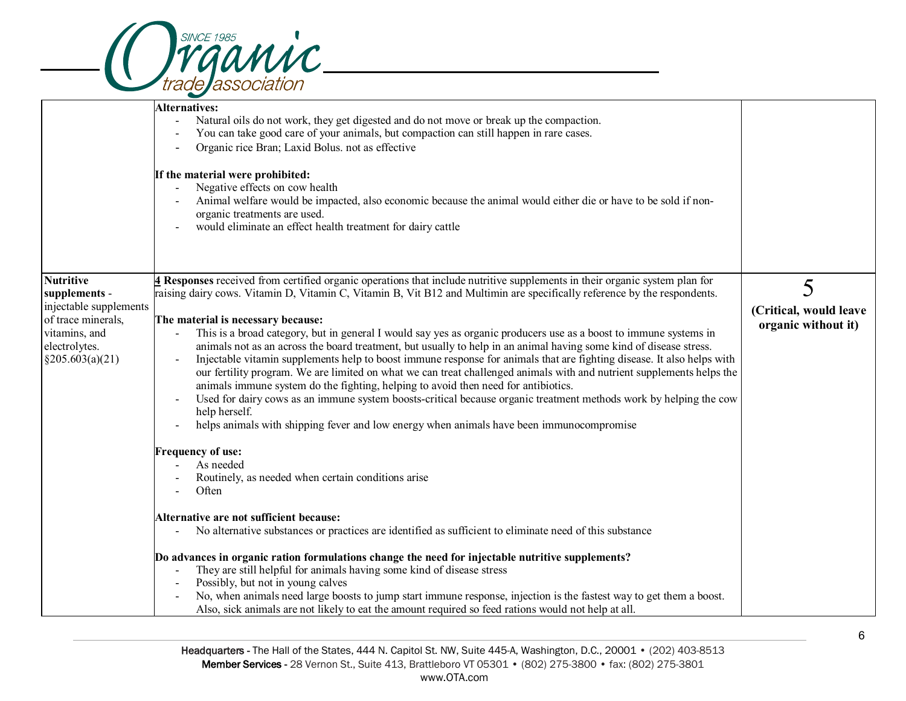| | | |
|---|---|---|
| | **Alternatives:**<br>- Natural oils do not work, they get digested and do not move or break up the compaction.<br>- You can take good care of your animals, but compaction can still happen in rare cases.<br>- Organic rice Bran; Laxid Bolus. not as effective<br><br>**If the material were prohibited:**<br>- Negative effects on cow health<br>- Animal welfare would be impacted, also economic because the animal would either die or have to be sold if non-organic treatments are used.<br>- would eliminate an effect health treatment for dairy cattle | |
| **Nutritive supplements** - injectable supplements of trace minerals, vitamins, and electrolytes. §205.603(a)(21) | **4 Responses** received from certified organic operations that include nutritive supplements in their organic system plan for raising dairy cows. Vitamin D, Vitamin C, Vitamin B, Vit B12 and Multimin are specifically reference by the respondents.<br><br>**The material is necessary because:**<br>- This is a broad category, but in general I would say yes as organic producers use as a boost to immune systems in animals not as an across the board treatment, but usually to help in an animal having some kind of disease stress.<br>- Injectable vitamin supplements help to boost immune response for animals that are fighting disease. It also helps with our fertility program. We are limited on what we can treat challenged animals with and nutrient supplements helps the animals immune system do the fighting, helping to avoid then need for antibiotics.<br>- Used for dairy cows as an immune system boosts-critical because organic treatment methods work by helping the cow help herself.<br>- helps animals with shipping fever and low energy when animals have been immunocompromise<br><br>**Frequency of use:**<br>- As needed<br>- Routinely, as needed when certain conditions arise<br>- Often<br><br>**Alternative are not sufficient because:**<br>- No alternative substances or practices are identified as sufficient to eliminate need of this substance<br><br>**Do advances in organic ration formulations change the need for injectable nutritive supplements?**<br>- They are still helpful for animals having some kind of disease stress<br>- Possibly, but not in young calves<br>- No, when animals need large boosts to jump start immune response, injection is the fastest way to get them a boost. Also, sick animals are not likely to eat the amount required so feed rations would not help at all. | 5<br>**(Critical, would leave organic without it)** |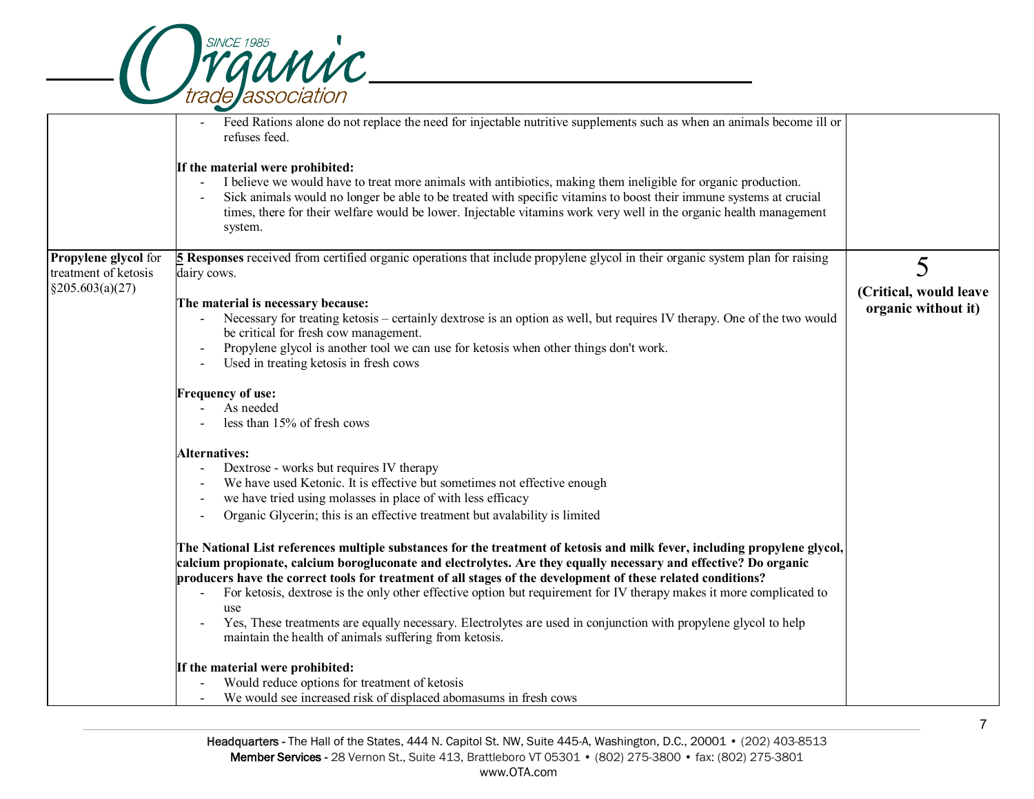| | | |
|---|---|---|
| | - Feed Rations alone do not replace the need for injectable nutritive supplements such as when an animals become ill or refuses feed.<br><br>**If the material were prohibited:**<br>- I believe we would have to treat more animals with antibiotics, making them ineligible for organic production.<br>- Sick animals would no longer be able to be treated with specific vitamins to boost their immune systems at crucial times, there for their welfare would be lower. Injectable vitamins work very well in the organic health management system. | |
| **Propylene glycol** for treatment of ketosis §205.603(a)(27) | **5 Responses** received from certified organic operations that include propylene glycol in their organic system plan for raising dairy cows.<br><br>**The material is necessary because:**<br>- Necessary for treating ketosis – certainly dextrose is an option as well, but requires IV therapy. One of the two would be critical for fresh cow management.<br>- Propylene glycol is another tool we can use for ketosis when other things don't work.<br>- Used in treating ketosis in fresh cows<br><br>**Frequency of use:**<br>- As needed<br>- less than 15% of fresh cows<br><br>**Alternatives:**<br>- Dextrose - works but requires IV therapy<br>- We have used Ketonic. It is effective but sometimes not effective enough<br>- we have tried using molasses in place of with less efficacy<br>- Organic Glycerin; this is an effective treatment but avalability is limited<br><br>**The National List references multiple substances for the treatment of ketosis and milk fever, including propylene glycol, calcium propionate, calcium borogluconate and electrolytes. Are they equally necessary and effective? Do organic producers have the correct tools for treatment of all stages of the development of these related conditions?**<br>- For ketosis, dextrose is the only other effective option but requirement for IV therapy makes it more complicated to use<br>- Yes, These treatments are equally necessary. Electrolytes are used in conjunction with propylene glycol to help maintain the health of animals suffering from ketosis.<br><br>**If the material were prohibited:**<br>- Would reduce options for treatment of ketosis<br>- We would see increased risk of displaced abomasums in fresh cows | 5<br>**(Critical, would leave organic without it)** |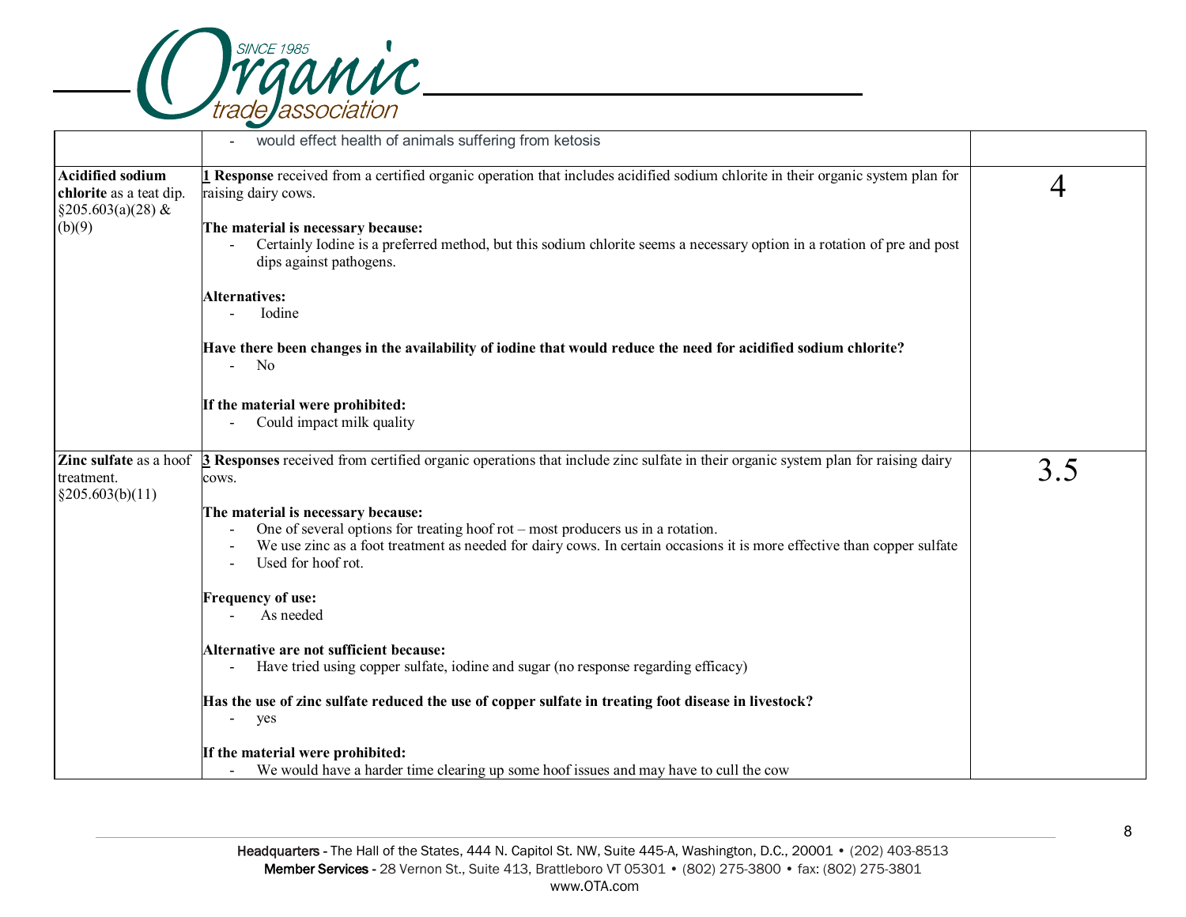| | | |
|---|---|---|
| | - would effect health of animals suffering from ketosis | |
| **Acidified sodium chlorite** as a teat dip. §205.603(a)(28) & (b)(9) | **1 Response** received from a certified organic operation that includes acidified sodium chlorite in their organic system plan for raising dairy cows.<br><br>**The material is necessary because:**<br>- Certainly Iodine is a preferred method, but this sodium chlorite seems a necessary option in a rotation of pre and post dips against pathogens.<br><br>**Alternatives:**<br>- Iodine<br><br>**Have there been changes in the availability of iodine that would reduce the need for acidified sodium chlorite?**<br>- No<br><br>**If the material were prohibited:**<br>- Could impact milk quality | 4 |
| **Zinc sulfate** as a hoof treatment. §205.603(b)(11) | **3 Responses** received from certified organic operations that include zinc sulfate in their organic system plan for raising dairy cows.<br><br>**The material is necessary because:**<br>- One of several options for treating hoof rot – most producers us in a rotation.<br>- We use zinc as a foot treatment as needed for dairy cows. In certain occasions it is more effective than copper sulfate<br>- Used for hoof rot.<br><br>**Frequency of use:**<br>- As needed<br><br>**Alternative are not sufficient because:**<br>- Have tried using copper sulfate, iodine and sugar (no response regarding efficacy)<br><br>**Has the use of zinc sulfate reduced the use of copper sulfate in treating foot disease in livestock?**<br>- yes<br><br>**If the material were prohibited:**<br>- We would have a harder time clearing up some hoof issues and may have to cull the cow | 3.5 |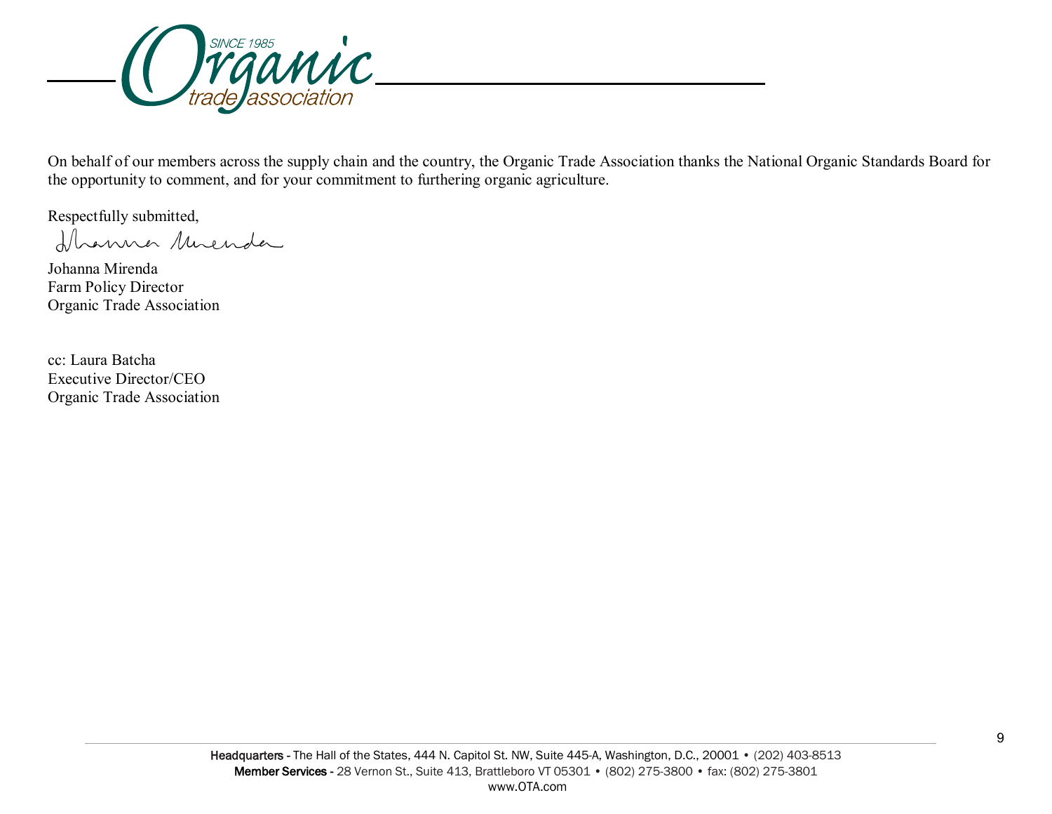On behalf of our members across the supply chain and the country, the Organic Trade Association thanks the National Organic Standards Board for the opportunity to comment, and for your commitment to furthering organic agriculture.

Respectfully submitted,

Johanna Mirenda
Farm Policy Director
Organic Trade Association

cc: Laura Batcha
Executive Director/CEO
Organic Trade Association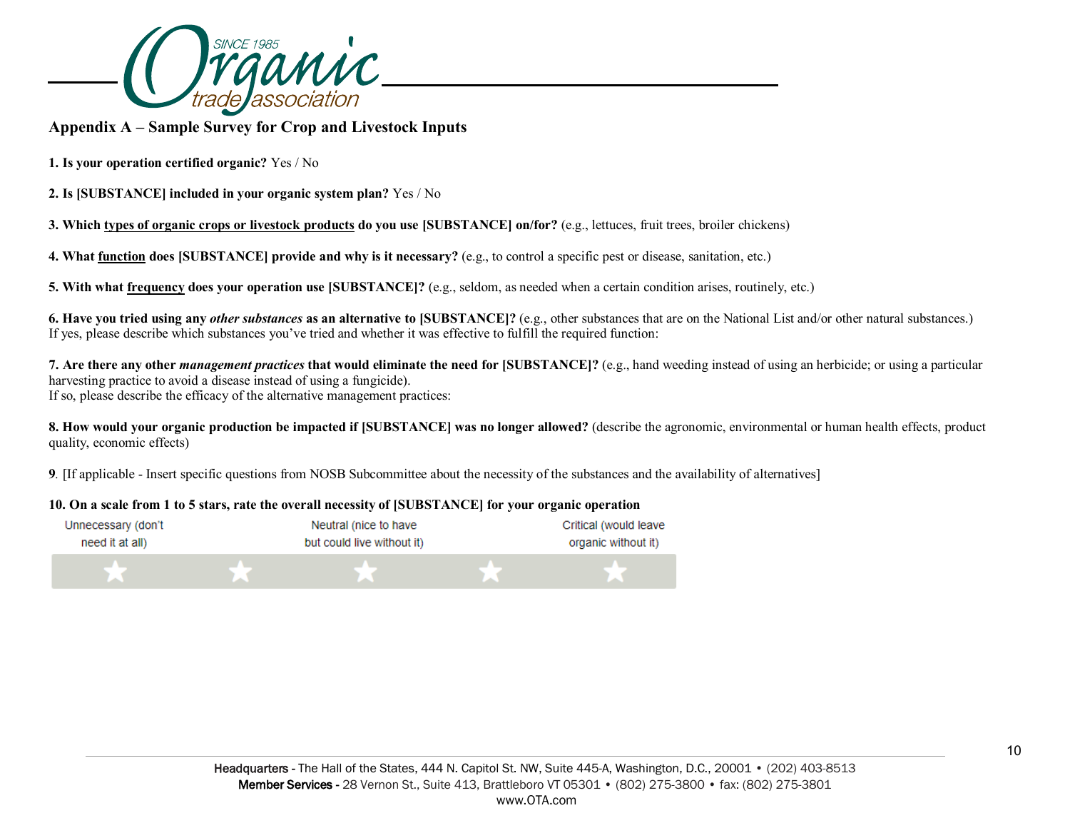## Appendix A – Sample Survey for Crop and Livestock Inputs

**1. Is your operation certified organic?** Yes / No

**2. Is [SUBSTANCE] included in your organic system plan?** Yes / No

**3. Which types of organic crops or livestock products do you use [SUBSTANCE] on/for?** (e.g., lettuces, fruit trees, broiler chickens)

**4. What function does [SUBSTANCE] provide and why is it necessary?** (e.g., to control a specific pest or disease, sanitation, etc.)

**5. With what frequency does your operation use [SUBSTANCE]?** (e.g., seldom, as needed when a certain condition arises, routinely, etc.)

**6. Have you tried using any *other substances* as an alternative to [SUBSTANCE]?** (e.g., other substances that are on the National List and/or other natural substances.)
If yes, please describe which substances you've tried and whether it was effective to fulfill the required function:

**7. Are there any other *management practices* that would eliminate the need for [SUBSTANCE]?** (e.g., hand weeding instead of using an herbicide; or using a particular harvesting practice to avoid a disease instead of using a fungicide).
If so, please describe the efficacy of the alternative management practices:

**8. How would your organic production be impacted if [SUBSTANCE] was no longer allowed?** (describe the agronomic, environmental or human health effects, product quality, economic effects)

**9**. [If applicable - Insert specific questions from NOSB Subcommittee about the necessity of the substances and the availability of alternatives]

**10. On a scale from 1 to 5 stars, rate the overall necessity of [SUBSTANCE] for your organic operation**

Unnecessary (don't need it at all)

Neutral (nice to have but could live without it)

Critical (would leave organic without it)

★ ★ ★ ★ ★

Headquarters - The Hall of the States, 444 N. Capitol St. NW, Suite 445-A, Washington, D.C., 20001 • (202) 403-8513
Member Services - 28 Vernon St., Suite 413, Brattleboro VT 05301 • (802) 275-3800 • fax: (802) 275-3801
www.OTA.com